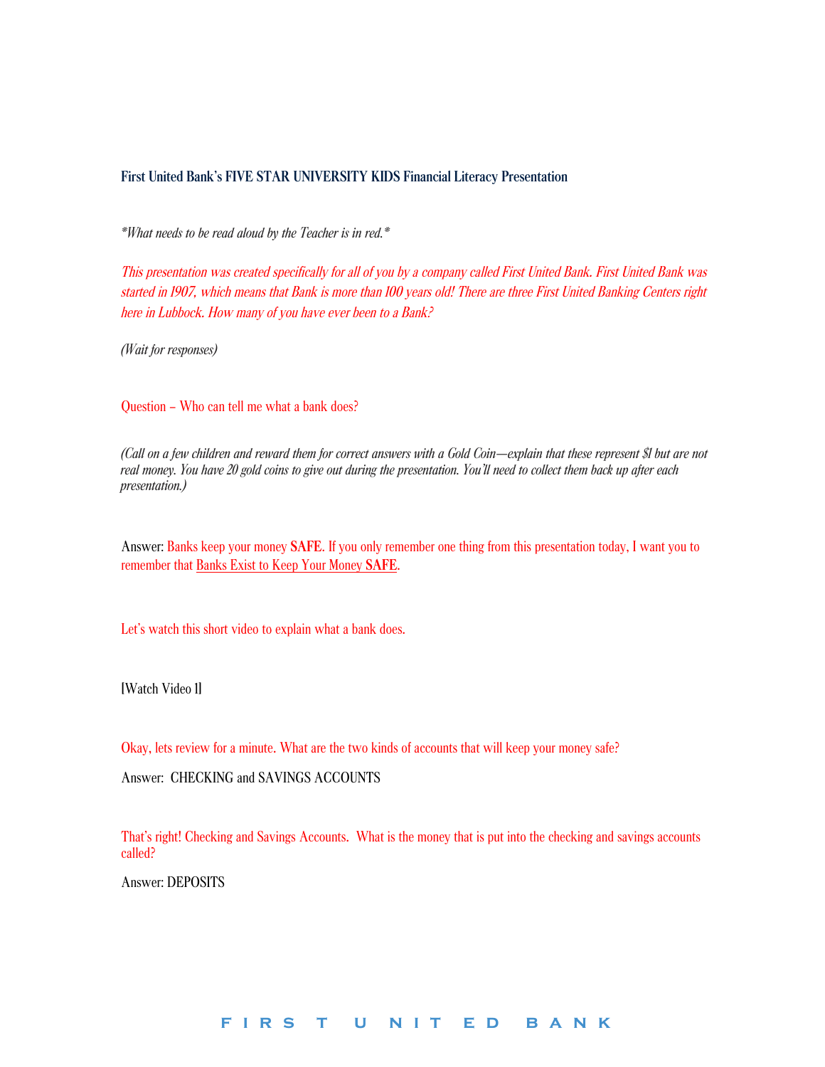**First United Bank's FIVE STAR UNIVERSITY KIDS Financial Literacy Presentation**

*\*What needs to be read aloud by the Teacher is in red.\**

*This presentation was created specifically for all of you by a company called First United Bank. First United Bank was started in 1907, which means that Bank is more than 100 years old! There are three First United Banking Centers right here in Lubbock. How many of you have ever been to a Bank?*

*(Wait for responses)*

Question – Who can tell me what a bank does?

*(Call on a few children and reward them for correct answers with a Gold Coin—explain that these represent $1 but are not real money. You have 20 gold coins to give out during the presentation. You'll need to collect them back up after each presentation.)*

Answer: Banks keep your money **SAFE**. If you only remember one thing from this presentation today, I want you to remember that <u>Banks Exist to Keep Your Money **SAFE**</u>.

Let's watch this short video to explain what a bank does.

[Watch Video 1]

Okay, lets review for a minute. What are the two kinds of accounts that will keep your money safe?

Answer: CHECKING and SAVINGS ACCOUNTS

That's right! Checking and Savings Accounts. What is the money that is put into the checking and savings accounts called?

Answer: DEPOSITS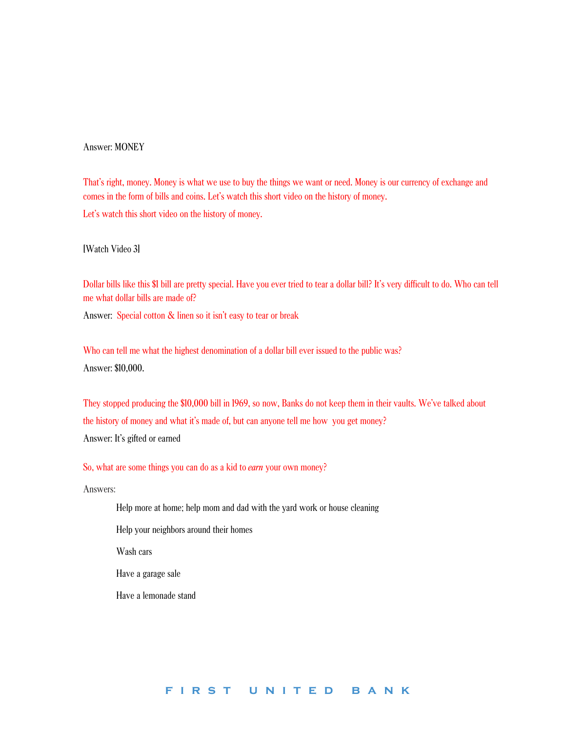Answer: MONEY

That's right, money. Money is what we use to buy the things we want or need. Money is our currency of exchange and comes in the form of bills and coins. Let's watch this short video on the history of money.

Let's watch this short video on the history of money.

[Watch Video 3]

Dollar bills like this $1 bill are pretty special. Have you ever tried to tear a dollar bill? It's very difficult to do. Who can tell me what dollar bills are made of?

Answer: Special cotton & linen so it isn't easy to tear or break

Who can tell me what the highest denomination of a dollar bill ever issued to the public was?

Answer: $10,000.

They stopped producing the $10,000 bill in 1969, so now, Banks do not keep them in their vaults. We've talked about the history of money and what it's made of, but can anyone tell me how you get money?

Answer: It's gifted or earned

So, what are some things you can do as a kid to *earn* your own money?

Answers:

- Help more at home; help mom and dad with the yard work or house cleaning
- Help your neighbors around their homes
- Wash cars
- Have a garage sale
- Have a lemonade stand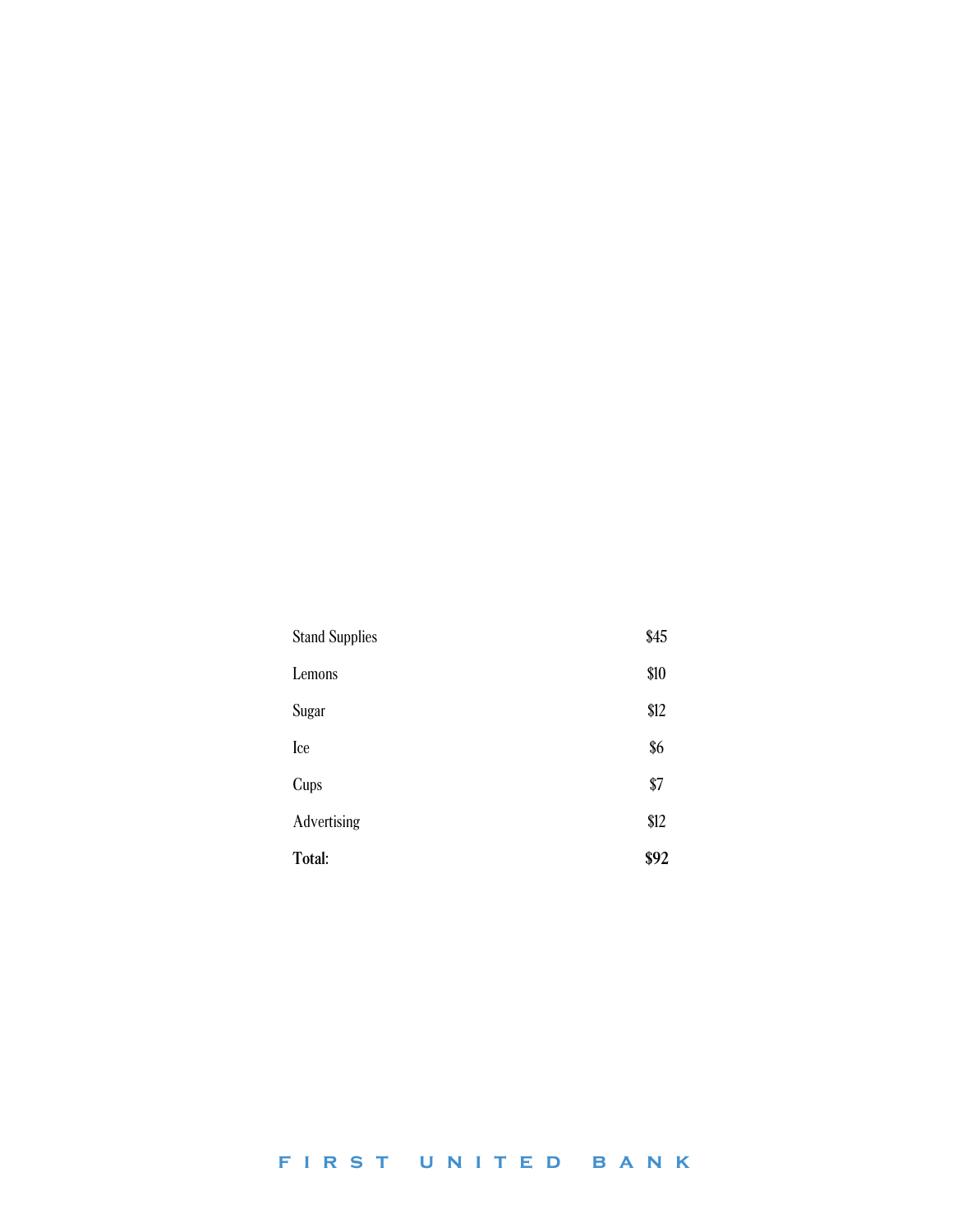| | |
|---|---|
| Stand Supplies | $45 |
| Lemons | $10 |
| Sugar | $12 |
| Ice | $6 |
| Cups | $7 |
| Advertising | $12 |
| **Total:** | **$92** |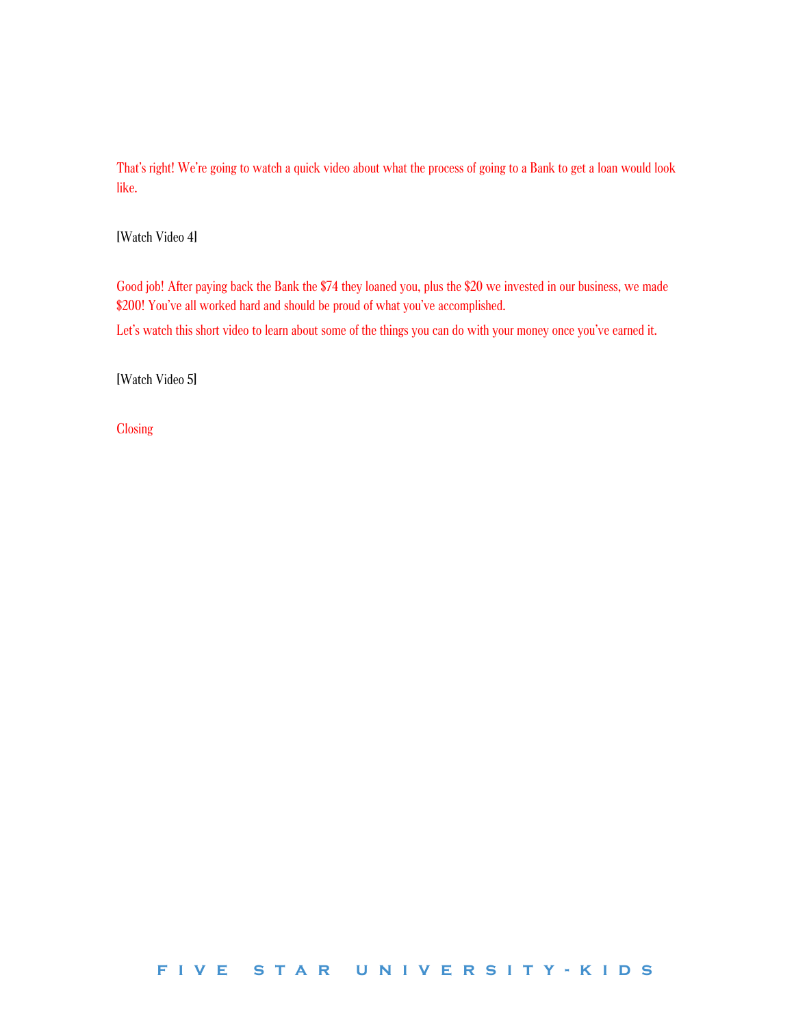That's right! We're going to watch a quick video about what the process of going to a Bank to get a loan would look like.

[Watch Video 4]

Good job! After paying back the Bank the $74 they loaned you, plus the $20 we invested in our business, we made $200! You've all worked hard and should be proud of what you've accomplished.

Let's watch this short video to learn about some of the things you can do with your money once you've earned it.

[Watch Video 5]

Closing